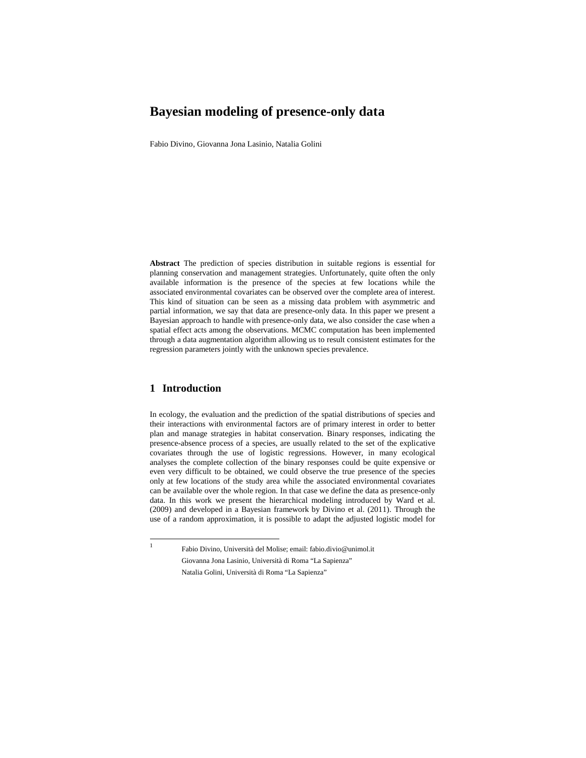# Bayesian modeling of presence-only data

Fabio Divino, Giovanna Jona Lasinio, Natalia Golini

**Abstract** The prediction of species distribution in suitable regions is essential for planning conservation and management strategies. Unfortunately, quite often the only available information is the presence of the species at few locations while the associated environmental covariates can be observed over the complete area of interest. This kind of situation can be seen as a missing data problem with asymmetric and partial information, we say that data are presence-only data. In this paper we present a Bayesian approach to handle with presence-only data, we also consider the case when a spatial effect acts among the observations. MCMC computation has been implemented through a data augmentation algorithm allowing us to result consistent estimates for the regression parameters jointly with the unknown species prevalence.

## 1 Introduction

In ecology, the evaluation and the prediction of the spatial distributions of species and their interactions with environmental factors are of primary interest in order to better plan and manage strategies in habitat conservation. Binary responses, indicating the presence-absence process of a species, are usually related to the set of the explicative covariates through the use of logistic regressions. However, in many ecological analyses the complete collection of the binary responses could be quite expensive or even very difficult to be obtained, we could observe the true presence of the species only at few locations of the study area while the associated environmental covariates can be available over the whole region. In that case we define the data as presence-only data. In this work we present the hierarchical modeling introduced by Ward et al. (2009) and developed in a Bayesian framework by Divino et al. (2011). Through the use of a random approximation, it is possible to adapt the adjusted logistic model for

---

[1] Fabio Divino, Università del Molise; email: fabio.divio@unimol.it
Giovanna Jona Lasinio, Università di Roma "La Sapienza"
Natalia Golini, Università di Roma "La Sapienza"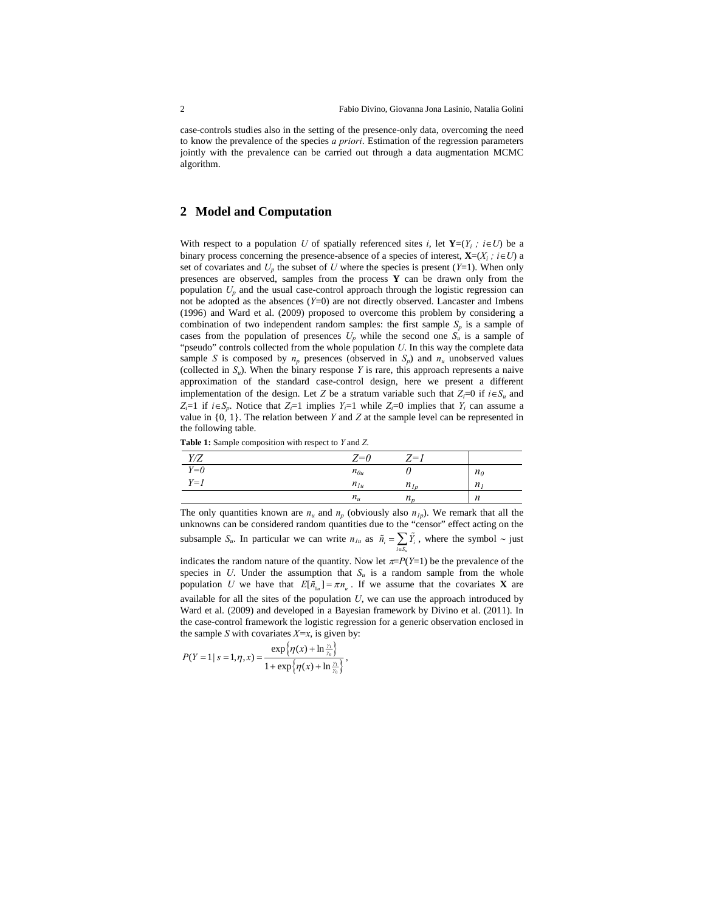case-controls studies also in the setting of the presence-only data, overcoming the need to know the prevalence of the species *a priori*. Estimation of the regression parameters jointly with the prevalence can be carried out through a data augmentation MCMC algorithm.

## 2 Model and Computation

With respect to a population $U$ of spatially referenced sites $i$, let $\mathbf{Y}=(Y_i\ ;\ i\in U)$ be a binary process concerning the presence-absence of a species of interest, $\mathbf{X}=(X_i\ ;\ i\in U)$ a set of covariates and $U_p$ the subset of $U$ where the species is present ($Y$=1). When only presences are observed, samples from the process $\mathbf{Y}$ can be drawn only from the population $U_p$ and the usual case-control approach through the logistic regression can not be adopted as the absences ($Y$=0) are not directly observed. Lancaster and Imbens (1996) and Ward et al. (2009) proposed to overcome this problem by considering a combination of two independent random samples: the first sample $S_p$ is a sample of cases from the population of presences $U_p$ while the second one $S_u$ is a sample of "pseudo" controls collected from the whole population $U$. In this way the complete data sample $S$ is composed by $n_p$ presences (observed in $S_p$) and $n_u$ unobserved values (collected in $S_u$). When the binary response $Y$ is rare, this approach represents a naive approximation of the standard case-control design, here we present a different implementation of the design. Let $Z$ be a stratum variable such that $Z_i$=0 if $i\in S_u$ and $Z_i$=1 if $i\in S_p$. Notice that $Z_i$=1 implies $Y_i$=1 while $Z_i$=0 implies that $Y_i$ can assume a value in {0, 1}. The relation between $Y$ and $Z$ at the sample level can be represented in the following table.

**Table 1:** Sample composition with respect to *Y* and *Z*.

| *Y/Z* | *Z=0* | *Z=1* | |
|---|---|---|---|
| *Y=0* | $n_{0u}$ | *0* | $n_0$ |
| *Y=1* | $n_{1u}$ | $n_{1p}$ | $n_1$ |
| | $n_u$ | $n_p$ | $n$ |

The only quantities known are $n_u$ and $n_p$ (obviously also $n_{1p}$). We remark that all the unknowns can be considered random quantities due to the "censor" effect acting on the subsample $S_u$. In particular we can write $n_{1u}$ as $\tilde{n}_i = \sum_{i\in S_u} \tilde{Y}_i$, where the symbol ~ just indicates the random nature of the quantity. Now let $\pi$=$P$($Y$=1) be the prevalence of the species in $U$. Under the assumption that $S_u$ is a random sample from the whole population $U$ we have that $E[\tilde{n}_{1u}] = \pi n_u$. If we assume that the covariates $\mathbf{X}$ are available for all the sites of the population $U$, we can use the approach introduced by Ward et al. (2009) and developed in a Bayesian framework by Divino et al. (2011). In the case-control framework the logistic regression for a generic observation enclosed in the sample $S$ with covariates $X$=$x$, is given by:

$$P(Y=1 \mid s=1,\eta,x) = \frac{\exp\left\{\eta(x) + \ln\frac{\gamma_1}{\gamma_0}\right\}}{1+\exp\left\{\eta(x) + \ln\frac{\gamma_1}{\gamma_0}\right\}},$$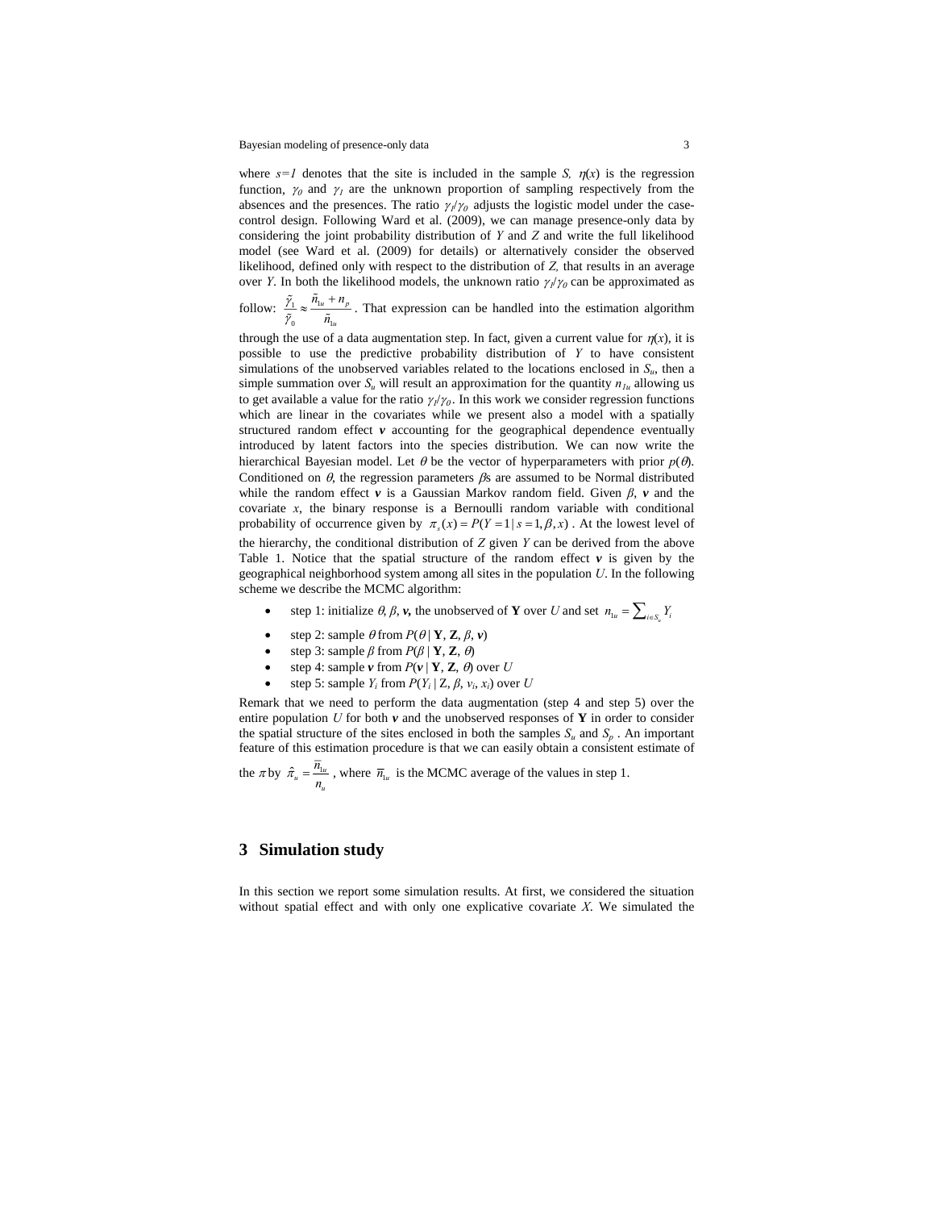where $s=1$ denotes that the site is included in the sample $S$, $\eta(x)$ is the regression function, $\gamma_0$ and $\gamma_1$ are the unknown proportion of sampling respectively from the absences and the presences. The ratio $\gamma_1/\gamma_0$ adjusts the logistic model under the case-control design. Following Ward et al. (2009), we can manage presence-only data by considering the joint probability distribution of $Y$ and $Z$ and write the full likelihood model (see Ward et al. (2009) for details) or alternatively consider the observed likelihood, defined only with respect to the distribution of $Z$, that results in an average over $Y$. In both the likelihood models, the unknown ratio $\gamma_1/\gamma_0$ can be approximated as follow: $\frac{\tilde{\gamma}_1}{\tilde{\gamma}_0} \approx \frac{\tilde{n}_{1u} + n_p}{\tilde{n}_{1u}}$. That expression can be handled into the estimation algorithm through the use of a data augmentation step. In fact, given a current value for $\eta(x)$, it is possible to use the predictive probability distribution of $Y$ to have consistent simulations of the unobserved variables related to the locations enclosed in $S_u$, then a simple summation over $S_u$ will result an approximation for the quantity $n_{1u}$ allowing us to get available a value for the ratio $\gamma_1/\gamma_0$. In this work we consider regression functions which are linear in the covariates while we present also a model with a spatially structured random effect $\boldsymbol{v}$ accounting for the geographical dependence eventually introduced by latent factors into the species distribution. We can now write the hierarchical Bayesian model. Let $\theta$ be the vector of hyperparameters with prior $p(\theta)$. Conditioned on $\theta$, the regression parameters $\beta$s are assumed to be Normal distributed while the random effect $\boldsymbol{v}$ is a Gaussian Markov random field. Given $\beta$, $\boldsymbol{v}$ and the covariate $x$, the binary response is a Bernoulli random variable with conditional probability of occurrence given by $\pi_s(x) = P(Y=1 \mid s=1, \beta, x)$. At the lowest level of the hierarchy, the conditional distribution of $Z$ given $Y$ can be derived from the above Table 1. Notice that the spatial structure of the random effect $\boldsymbol{v}$ is given by the geographical neighborhood system among all sites in the population $U$. In the following scheme we describe the MCMC algorithm:

- step 1: initialize $\theta$, $\beta$, $\boldsymbol{v}$, the unobserved of $\mathbf{Y}$ over $U$ and set $n_{1u} = \sum_{i \in S_u} Y_i$
- step 2: sample $\theta$ from $P(\theta \mid \mathbf{Y}, \mathbf{Z}, \beta, \boldsymbol{v})$
- step 3: sample $\beta$ from $P(\beta \mid \mathbf{Y}, \mathbf{Z}, \theta)$
- step 4: sample $\boldsymbol{v}$ from $P(\boldsymbol{v} \mid \mathbf{Y}, \mathbf{Z}, \theta)$ over $U$
- step 5: sample $Y_i$ from $P(Y_i \mid \mathrm{Z}, \beta, v_i, x_i)$ over $U$

Remark that we need to perform the data augmentation (step 4 and step 5) over the entire population $U$ for both $\boldsymbol{v}$ and the unobserved responses of $\mathbf{Y}$ in order to consider the spatial structure of the sites enclosed in both the samples $S_u$ and $S_p$. An important feature of this estimation procedure is that we can easily obtain a consistent estimate of the $\pi$ by $\hat{\pi}_u = \frac{\overline{n}_{1u}}{n_u}$, where $\overline{n}_{1u}$ is the MCMC average of the values in step 1.

## 3 Simulation study

In this section we report some simulation results. At first, we considered the situation without spatial effect and with only one explicative covariate $X$. We simulated the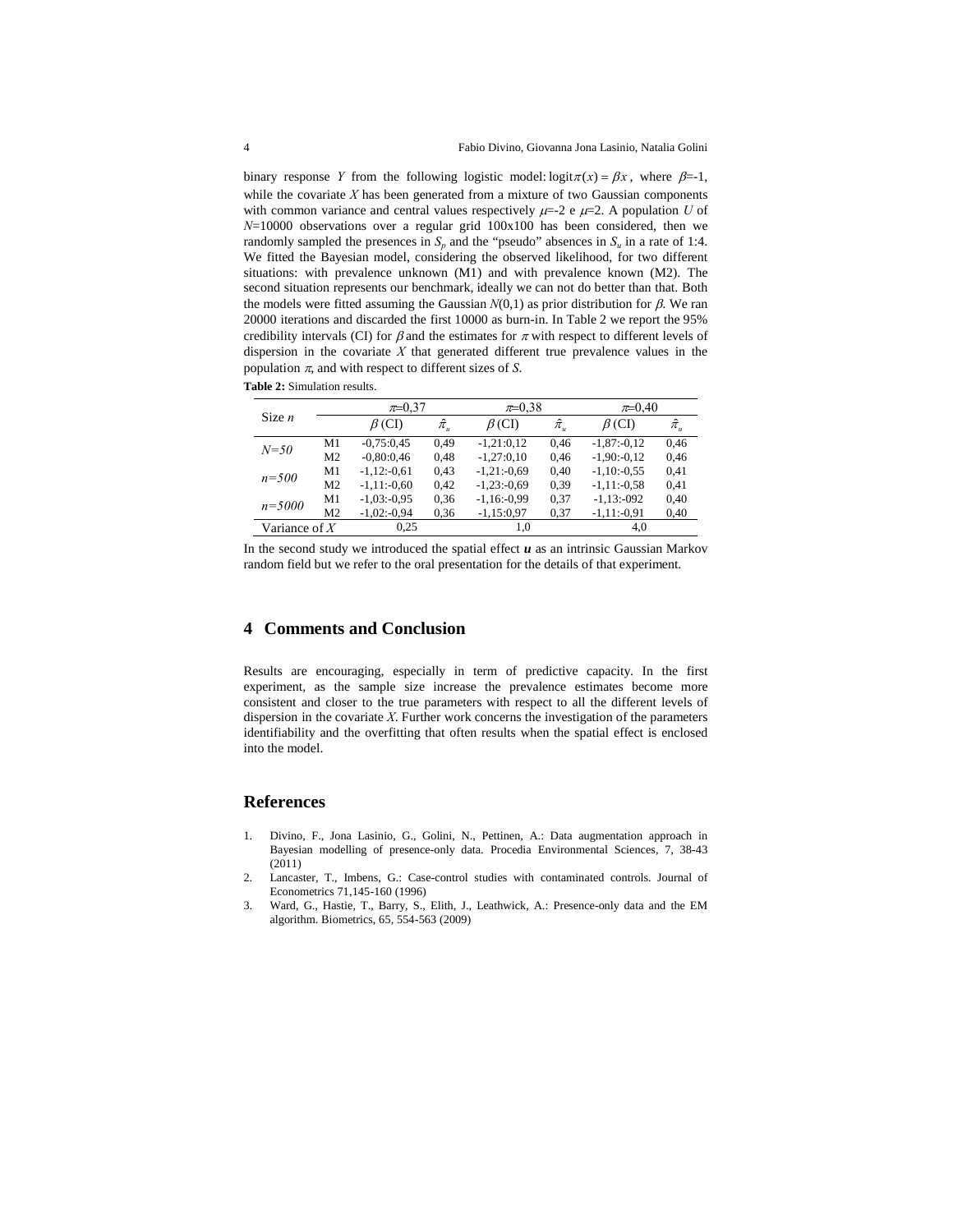binary response $Y$ from the following logistic model: $\text{logit}\,\pi(x) = \beta x$, where $\beta$=-1, while the covariate $X$ has been generated from a mixture of two Gaussian components with common variance and central values respectively $\mu$=-2 e $\mu$=2. A population $U$ of $N$=10000 observations over a regular grid 100x100 has been considered, then we randomly sampled the presences in $S_p$ and the "pseudo" absences in $S_u$ in a rate of 1:4. We fitted the Bayesian model, considering the observed likelihood, for two different situations: with prevalence unknown (M1) and with prevalence known (M2). The second situation represents our benchmark, ideally we can not do better than that. Both the models were fitted assuming the Gaussian $N(0,1)$ as prior distribution for $\beta$. We ran 20000 iterations and discarded the first 10000 as burn-in. In Table 2 we report the 95% credibility intervals (CI) for $\beta$ and the estimates for $\pi$ with respect to different levels of dispersion in the covariate $X$ that generated different true prevalence values in the population $\pi$, and with respect to different sizes of $S$.

**Table 2:** Simulation results.

| Size $n$ | | $\pi$=0,37 | | $\pi$=0,38 | | $\pi$=0,40 | |
|---|---|---|---|---|---|---|---|
| | | $\beta$ (CI) | $\hat{\pi}_u$ | $\beta$ (CI) | $\hat{\pi}_u$ | $\beta$ (CI) | $\hat{\pi}_u$ |
| $N$=50 | M1 | -0,75:0,45 | 0,49 | -1,21:0,12 | 0,46 | -1,87:-0,12 | 0,46 |
| | M2 | -0,80:0,46 | 0,48 | -1,27:0,10 | 0,46 | -1,90:-0,12 | 0,46 |
| $n$=500 | M1 | -1,12:-0,61 | 0,43 | -1,21:-0,69 | 0,40 | -1,10:-0,55 | 0,41 |
| | M2 | -1,11:-0,60 | 0,42 | -1,23:-0,69 | 0,39 | -1,11:-0,58 | 0,41 |
| $n$=5000 | M1 | -1,03:-0,95 | 0,36 | -1,16:-0,99 | 0,37 | -1,13:-092 | 0,40 |
| | M2 | -1,02:-0,94 | 0,36 | -1,15:0,97 | 0,37 | -1,11:-0,91 | 0,40 |
| Variance of $X$ | | 0,25 | | 1,0 | | 4,0 | |

In the second study we introduced the spatial effect $\boldsymbol{u}$ as an intrinsic Gaussian Markov random field but we refer to the oral presentation for the details of that experiment.

## 4 Comments and Conclusion

Results are encouraging, especially in term of predictive capacity. In the first experiment, as the sample size increase the prevalence estimates become more consistent and closer to the true parameters with respect to all the different levels of dispersion in the covariate $X$. Further work concerns the investigation of the parameters identifiability and the overfitting that often results when the spatial effect is enclosed into the model.

## References

1. Divino, F., Jona Lasinio, G., Golini, N., Pettinen, A.: Data augmentation approach in Bayesian modelling of presence-only data. Procedia Environmental Sciences, 7, 38-43 (2011)
2. Lancaster, T., Imbens, G.: Case-control studies with contaminated controls. Journal of Econometrics 71,145-160 (1996)
3. Ward, G., Hastie, T., Barry, S., Elith, J., Leathwick, A.: Presence-only data and the EM algorithm. Biometrics, 65, 554-563 (2009)